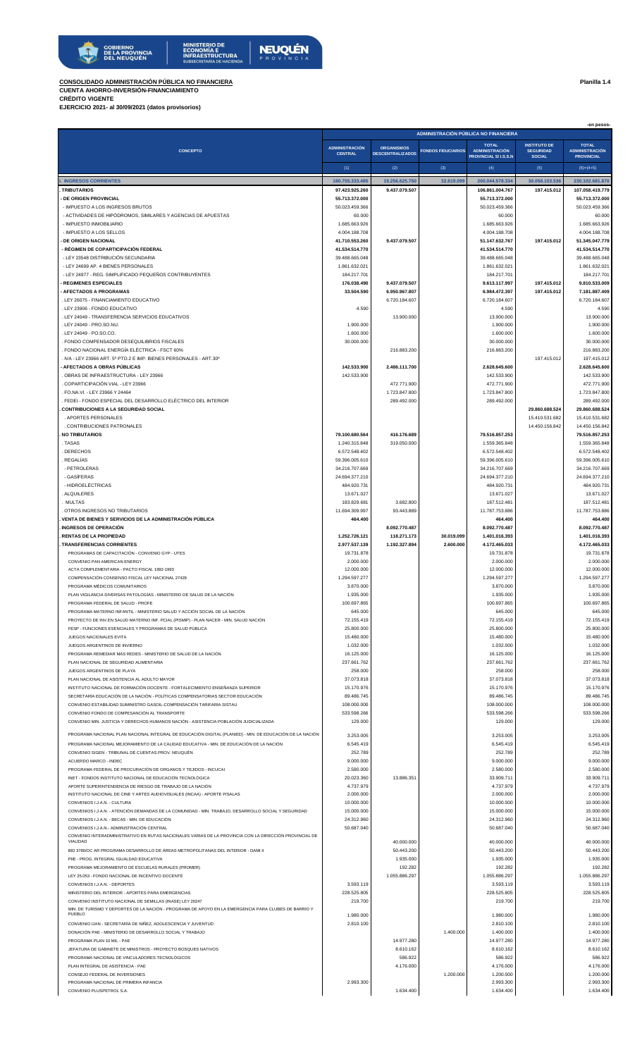**CONSOLIDADO ADMINISTRACIÓN PÚBLICA NO FINANCIERA**

**Planilla 1.4**

**CUENTA AHORRO-INVERSIÓN-FINANCIAMIENTO**

**CRÉDITO VIGENTE**

**EJERCICIO 2021- al 30/09/2021 (datos provisorios)**

-en pesos-

| CONCEPTO | ADMINISTRACIÓN PÚBLICA NO FINANCIERA | | | | | |
|---|---|---|---|---|---|---|
| | ADMINISTRACIÓN CENTRAL | ORGANISMOS DESCENTRALIZADOS | FONDOS FIDUCIARIOS | TOTAL ADMINISTRACIÓN PROVINCIAL S/ I.S.S.N | INSTITUTO DE SEGURIDAD SOCIAL | TOTAL ADMINISTRACIÓN PROVINCIAL |
| | (1) | (2) | (3) | (4) | (5) | (6)=(4+5) |
| **I. INGRESOS CORRIENTES** | **180.755.333.485** | **19.256.625.750** | **32.619.099** | **200.044.578.334** | **30.058.103.536** | **230.102.681.870** |
| **. TRIBUTARIOS** | **97.423.925.260** | **9.437.079.507** | | **106.861.004.767** | **197.415.012** | **107.058.419.779** |
| **- DE ORIGEN PROVINCIAL** | **55.713.372.000** | | | **55.713.372.000** | | **55.713.372.000** |
| - IMPUESTO A LOS INGRESOS BRUTOS | 50.023.459.366 | | | 50.023.459.366 | | 50.023.459.366 |
| - ACTIVIDADES DE HIPÓDROMOS, SIMILARES Y AGENCIAS DE APUESTAS | 60.000 | | | 60.000 | | 60.000 |
| - IMPUESTO INMOBILIARIO | 1.625.663.926 | | | 1.625.663.926 | | 1.625.663.926 |
| - IMPUESTO A LOS SELLOS | 4.004.188.708 | | | 4.004.188.708 | | 4.004.188.708 |
| **- DE ORIGEN NACIONAL** | **41.710.553.260** | **9.437.079.507** | | **51.147.632.767** | **197.415.012** | **51.345.047.779** |
| **- RÉGIMEN DE COPARTICIPACIÓN FEDERAL** | **41.534.514.770** | | | **41.534.514.770** | | **41.534.514.770** |
| - LEY 23548 DISTRIBUCIÓN SECUNDARIA | 39.488.665.048 | | | 39.488.665.048 | | 39.488.665.048 |
| - LEY 24699 AP. 4 BIENES PERSONALES | 1.861.632.021 | | | 1.861.632.021 | | 1.861.632.021 |
| - LEY 24977 - REG. SIMPLIFICADO PEQUEÑOS CONTRIBUYENTES | 184.217.701 | | | 184.217.701 | | 184.217.701 |
| **- REGÍMENES ESPECIALES** | **176.038.490** | **9.437.079.507** | | **9.613.117.997** | **197.415.012** | **9.810.533.009** |
| **- AFECTADOS A PROGRAMAS** | **33.504.590** | **6.950.967.807** | | **6.984.472.397** | **197.415.012** | **7.181.887.409** |
| . LEY 26075 - FINANCIAMIENTO EDUCATIVO | | 6.720.184.607 | | 6.720.184.607 | | 6.720.184.607 |
| . LEY 23906 - FONDO EDUCATIVO | 4.590 | | | 4.590 | | 4.590 |
| . LEY 24049 - TRANSFERENCIA SERVICIOS EDUCATIVOS | | 13.900.000 | | 13.900.000 | | 13.900.000 |
| . LEY 24049 - PRO.SO.NU. | 1.900.000 | | | 1.900.000 | | 1.900.000 |
| . LEY 24049 - PO.SO.CO. | 1.600.000 | | | 1.600.000 | | 1.600.000 |
| . FONDO COMPENSADOR DESEQUILIBRIOS FISCALES | 30.000.000 | | | 30.000.000 | | 30.000.000 |
| . FONDO NACIONAL ENERGÍA ELÉCTRICA - FSCT 60% | | 216.883.200 | | 216.883.200 | | 216.883.200 |
| . IVA - LEY 23966 ART. 5º PTO.2 E IMP. BIENES PERSONALES - ART.30º | | | | | 197.415.012 | 197.415.012 |
| **- AFECTADOS A OBRAS PÚBLICAS** | **142.533.900** | **2.486.111.700** | | **2.628.645.600** | | **2.628.645.600** |
| . OBRAS DE INFRAESTRUCTURA - LEY 23966 | 142.533.900 | | | 142.533.900 | | 142.533.900 |
| . COPARTICIPACIÓN VIAL - LEY 23966 | | 472.771.900 | | 472.771.900 | | 472.771.900 |
| . FO.NA.VI. - LEY 23966 Y 24464 | | 1.723.847.800 | | 1.723.847.800 | | 1.723.847.800 |
| . FEDEI - FONDO ESPECIAL DEL DESARROLLO ELÉCTRICO DEL INTERIOR | | 289.492.000 | | 289.492.000 | | 289.492.000 |
| **. CONTRIBUCIONES A LA SEGURIDAD SOCIAL** | | | | | **29.860.688.524** | **29.860.688.524** |
| . APORTES PERSONALES | | | | | 15.410.531.682 | 15.410.531.682 |
| . CONTRIBUCIONES PATRONALES | | | | | 14.450.156.842 | 14.450.156.842 |
| **. NO TRIBUTARIOS** | **79.100.680.564** | **416.176.689** | | **79.516.857.253** | | **79.516.857.253** |
| . TASAS | 1.240.315.848 | 319.050.000 | | 1.559.365.848 | | 1.559.365.848 |
| . DERECHOS | 6.572.548.402 | | | 6.572.548.402 | | 6.572.548.402 |
| . REGALÍAS | 59.396.005.610 | | | 59.396.005.610 | | 59.396.005.610 |
| - PETROLERAS | 34.216.707.669 | | | 34.216.707.669 | | 34.216.707.669 |
| - GASÍFERAS | 24.694.377.210 | | | 24.694.377.210 | | 24.694.377.210 |
| - HIDROELÉCTRICAS | 484.920.731 | | | 484.920.731 | | 484.920.731 |
| . ALQUILERES | 13.671.027 | | | 13.671.027 | | 13.671.027 |
| . MULTAS | 183.829.681 | 3.682.800 | | 187.512.481 | | 187.512.481 |
| . OTROS INGRESOS NO TRIBUTARIOS | 11.694.309.997 | 93.443.889 | | 11.787.753.886 | | 11.787.753.886 |
| **. VENTA DE BIENES Y SERVICIOS DE LA ADMINISTRACIÓN PÚBLICA** | **464.400** | | | **464.400** | | **464.400** |
| **. INGRESOS DE OPERACIÓN** | | **8.092.770.487** | | **8.092.770.487** | | **8.092.770.487** |
| **. RENTAS DE LA PROPIEDAD** | **1.252.726.121** | **118.271.173** | **30.019.099** | **1.401.016.393** | | **1.401.016.393** |
| **. TRANSFERENCIAS CORRIENTES** | **2.977.537.139** | **1.192.327.894** | **2.600.000** | **4.172.465.033** | | **4.172.465.033** |
| PROGRAMAS DE CAPACITACIÓN - CONVENIO GYP - UTES | 19.731.878 | | | 19.731.878 | | 19.731.878 |
| CONVENIO PAN AMERICAN ENERGY | 2.000.000 | | | 2.000.000 | | 2.000.000 |
| ACTA COMPLEMENTARIA - PACTO FISCAL 1992-1993 | 12.000.000 | | | 12.000.000 | | 12.000.000 |
| COMPENSACIÓN CONSENSO FISCAL LEY NACIONAL 27429 | 1.294.597.277 | | | 1.294.597.277 | | 1.294.597.277 |
| PROGRAMA MÉDICOS COMUNITARIOS | 3.870.000 | | | 3.870.000 | | 3.870.000 |
| PLAN VIGILANCIA DIVERSAS PATOLOGÍAS - MINISTERIO DE SALUD DE LA NACIÓN | 1.935.000 | | | 1.935.000 | | 1.935.000 |
| PROGRAMA FEDERAL DE SALUD - PROFE | 100.697.865 | | | 100.697.865 | | 100.697.865 |
| PROGRAMA MATERNO INFANTIL - MINISTERIO SALUD Y ACCIÓN SOCIAL DE LA NACIÓN | 645.000 | | | 645.000 | | 645.000 |
| PROYECTO DE INV.EN SALUD MATERNO INF. PCIAL (PISMIP) - PLAN NACER - MIN. SALUD NACIÓN | 72.155.419 | | | 72.155.419 | | 72.155.419 |
| FESP - FUNCIONES ESENCIALES Y PROGRAMAS DE SALUD PÚBLICA | 25.800.000 | | | 25.800.000 | | 25.800.000 |
| JUEGOS NACIONALES EVITA | 15.480.000 | | | 15.480.000 | | 15.480.000 |
| JUEGOS ARGENTINOS DE INVIERNO | 1.032.000 | | | 1.032.000 | | 1.032.000 |
| PROGRAMA REMEDIAR MÁS REDES - MINISTERIO DE SALUD DE LA NACIÓN | 16.125.000 | | | 16.125.000 | | 16.125.000 |
| PLAN NACIONAL DE SEGURIDAD ALIMENTARIA | 237.661.762 | | | 237.661.762 | | 237.661.762 |
| JUEGOS ARGENTINOS DE PLAYA | 258.000 | | | 258.000 | | 258.000 |
| PLAN NACIONAL DE ASISTENCIA AL ADULTO MAYOR | 37.073.818 | | | 37.073.818 | | 37.073.818 |
| INSTITUTO NACIONAL DE FORMACIÓN DOCENTE - FORTALECIMIENTO ENSEÑANZA SUPERIOR | 15.170.976 | | | 15.170.976 | | 15.170.976 |
| SECRETARÍA EDUCACIÓN DE LA NACIÓN - POLÍTICAS COMPENSATORIAS SECTOR EDUCACIÓN | 89.486.745 | | | 89.486.745 | | 89.486.745 |
| CONVENIO ESTABILIDAD SUMINISTRO GASOIL-COMPENSACIÓN TARIFARIA SISTAU | 108.000.000 | | | 108.000.000 | | 108.000.000 |
| CONVENIO FONDO DE COMPESANCIÓN AL TRANSPORTE | 533.598.266 | | | 533.598.266 | | 533.598.266 |
| CONVENIO MIN. JUSTICIA Y DERECHOS HUMANOS NACIÓN - ASISTENCIA POBLACIÓN JUDICIALIZADA | 129.000 | | | 129.000 | | 129.000 |
| PROGRAMA NACIONAL PLAN NACIONAL INTEGRAL DE EDUCACIÓN DIGITAL (PLANIED) - MIN. DE EDUCACIÓN DE LA NACIÓN | 3.253.005 | | | 3.253.005 | | 3.253.005 |
| PROGRAMA NACIONAL MEJORAMIENTO DE LA CALIDAD EDUCATIVA - MIN. DE EDUCACIÓN DE LA NACIÓN | 6.545.419 | | | 6.545.419 | | 6.545.419 |
| CONVENIO SIGEN - TRIBUNAL DE CUENTAS PROV. NEUQUÉN | 252.789 | | | 252.789 | | 252.789 |
| ACUERDO MARCO - INDEC | 9.000.000 | | | 9.000.000 | | 9.000.000 |
| PROGRAMA FEDERAL DE PROCURACIÓN DE ORGANOS Y TEJIDOS - INCUCAI | 2.580.000 | | | 2.580.000 | | 2.580.000 |
| INET - FONDOS INSTITUTO NACIONAL DE EDUCACIÓN TECNOLÓGICA | 20.023.360 | 13.886.351 | | 33.909.711 | | 33.909.711 |
| APORTE SUPERINTENDENCIA DE RIESGO DE TRABAJO DE LA NACIÓN | 4.737.979 | | | 4.737.979 | | 4.737.979 |
| INSTITUTO NACIONAL DE CINE Y ARTES AUDIOVISUALES (INCAA) - APORTE P/SALAS | 2.000.000 | | | 2.000.000 | | 2.000.000 |
| CONVENIOS I.J.A.N. - CULTURA | 10.000.000 | | | 10.000.000 | | 10.000.000 |
| CONVENIOS I.J.A.N. - ATENCIÓN DEMANDAS DE LA COMUNIDAD - MIN. TRABAJO, DESARROLLO SOCIAL Y SEGURIDAD | 15.000.000 | | | 15.000.000 | | 15.000.000 |
| CONVENIOS I.J.A.N. - BECAS - MIN. DE EDUCACIÓN | 24.312.960 | | | 24.312.960 | | 24.312.960 |
| CONVENIOS I.J.A.N. - ADMINISTRACIÓN CENTRAL | 50.687.040 | | | 50.687.040 | | 50.687.040 |
| CONVENIO INTERADMINISTRATIVO EN RUTAS NACIONALES VARIAS DE LA PROVINCIA CON LA DIRECCIÓN PROVINCIAL DE VIALIDAD | | 40.000.000 | | 40.000.000 | | 40.000.000 |
| BID 3780/OC AR PROGRAMA DESARROLLO DE ÁREAS METROPOLITANAS DEL INTERIOR - DAMI II | | 50.443.200 | | 50.443.200 | | 50.443.200 |
| PIIE - PROG. INTEGRAL IGUALDAD EDUCATIVA | | 1.935.000 | | 1.935.000 | | 1.935.000 |
| PROGRAMA MEJORAMIENTO DE ESCUELAS RURALES (PROMER) | | 192.282 | | 192.282 | | 192.282 |
| LEY 25.053 - FONDO NACIONAL DE INCENTIVO DOCENTE | | 1.055.886.297 | | 1.055.886.297 | | 1.055.886.297 |
| CONVENIOS I.J.A.N. - DEPORTES | 3.593.119 | | | 3.593.119 | | 3.593.119 |
| MINISTERIO DEL INTERIOR - APORTES PARA EMERGENCIAS | 228.525.805 | | | 228.525.805 | | 228.525.805 |
| CONVENIO INSTITUTO NACIONAL DE SEMILLAS (INASE) LEY 20247 | 219.700 | | | 219.700 | | 219.700 |
| MIN. DE TURISMO Y DEPORTES DE LA NACIÓN - PROGRAMA DE APOYO EN LA EMERGENCIA PARA CLUBES DE BARRIO Y PUEBLO | 1.980.000 | | | 1.980.000 | | 1.980.000 |
| CONVENIO IJAN - SECRETARÍA DE NIÑEZ, ADOLESCENCIA Y JUVENTUD | 2.810.100 | | | 2.810.100 | | 2.810.100 |
| DONACIÓN PAE - MINISTERIO DE DESARROLLO SOCIAL Y TRABAJO | | | 1.400.000 | 1.400.000 | | 1.400.000 |
| PROGRAMA PLAN 10 MIL - PAE | | 14.977.280 | | 14.977.280 | | 14.977.280 |
| JEFATURA DE GABINETE DE MINISTROS - PROYECTO BOSQUES NATIVOS | | 8.610.162 | | 8.610.162 | | 8.610.162 |
| PROGRAMA NACIONAL DE VINCULADORES TECNOLÓGICOS | | 586.922 | | 586.922 | | 586.922 |
| PLAN INTEGRAL DE ASISTENCIA - PAE | | 4.176.000 | | 4.176.000 | | 4.176.000 |
| CONSEJO FEDERAL DE INVERSIONES | | | 1.200.000 | 1.200.000 | | 1.200.000 |
| PROGRAMA NACIONAL DE PRIMERA INFANCIA | 2.993.300 | | | 2.993.300 | | 2.993.300 |
| CONVENIO PLUSPETROL S.A. | | 1.634.400 | | 1.634.400 | | 1.634.400 |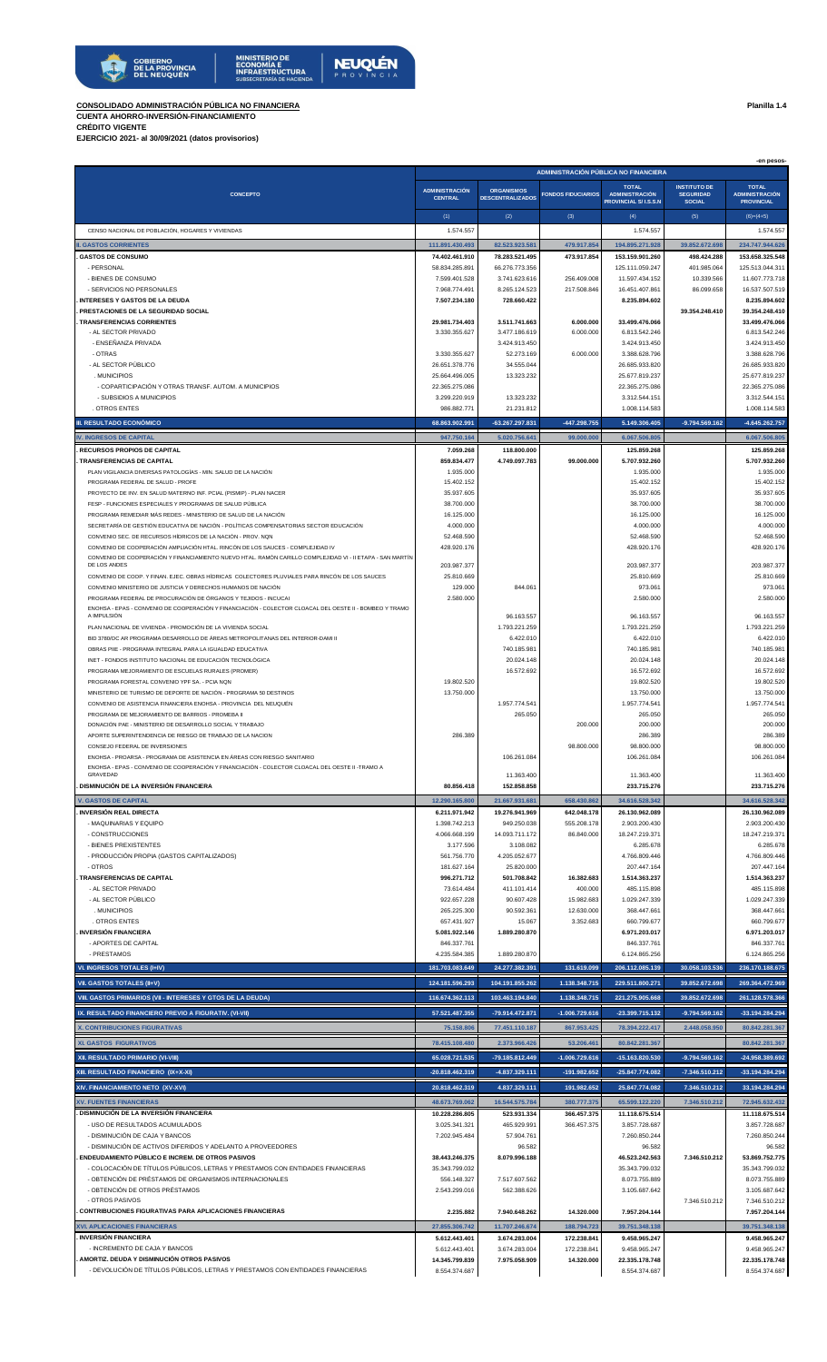**CONSOLIDADO ADMINISTRACIÓN PÚBLICA NO FINANCIERA**
**CUENTA AHORRO-INVERSIÓN-FINANCIAMIENTO**
**CRÉDITO VIGENTE**
**EJERCICIO 2021- al 30/09/2021 (datos provisorios)**

**Planilla 1.4**

-en pesos-

| CONCEPTO | ADMINISTRACIÓN PÚBLICA NO FINANCIERA | | | | | |
|---|---|---|---|---|---|---|
| | ADMINISTRACIÓN CENTRAL | ORGANISMOS DESCENTRALIZADOS | FONDOS FIDUCIARIOS | TOTAL ADMINISTRACIÓN PROVINCIAL S/ I.S.S.N | INSTITUTO DE SEGURIDAD SOCIAL | TOTAL ADMINISTRACIÓN PROVINCIAL |
| | (1) | (2) | (3) | (4) | (5) | (6)=(4+5) |
| CENSO NACIONAL DE POBLACIÓN, HOGARES Y VIVIENDAS | 1.574.557 | | | 1.574.557 | | 1.574.557 |
| **II. GASTOS CORRIENTES** | **111.891.430.493** | **82.523.923.581** | **479.917.854** | **194.895.271.928** | **39.852.672.698** | **234.747.944.626** |
| **. GASTOS DE CONSUMO** | **74.402.461.910** | **78.283.521.495** | **473.917.854** | **153.159.901.260** | **498.424.288** | **153.658.325.548** |
| - PERSONAL | 58.834.285.891 | 66.276.773.356 | | 125.111.059.247 | 401.985.064 | 125.513.044.311 |
| - BIENES DE CONSUMO | 7.599.401.528 | 3.741.623.616 | 256.409.008 | 11.597.434.152 | 10.339.566 | 11.607.773.718 |
| - SERVICIOS NO PERSONALES | 7.968.774.491 | 8.265.124.523 | 217.508.846 | 16.451.407.861 | 86.099.658 | 16.537.507.519 |
| **. INTERESES Y GASTOS DE LA DEUDA** | **7.507.234.180** | **728.660.422** | | **8.235.894.602** | | **8.235.894.602** |
| **. PRESTACIONES DE LA SEGURIDAD SOCIAL** | | | | | **39.354.248.410** | **39.354.248.410** |
| **. TRANSFERENCIAS CORRIENTES** | **29.981.734.403** | **3.511.741.663** | **6.000.000** | **33.499.476.066** | | **33.499.476.066** |
| - AL SECTOR PRIVADO | 3.330.355.627 | 3.477.186.619 | 6.000.000 | 6.813.542.246 | | 6.813.542.246 |
| - ENSEÑANZA PRIVADA | | 3.424.913.450 | | 3.424.913.450 | | 3.424.913.450 |
| - OTRAS | 3.330.355.627 | 52.273.169 | 6.000.000 | 3.388.628.796 | | 3.388.628.796 |
| - AL SECTOR PÚBLICO | 26.651.378.776 | 34.555.044 | | 26.685.933.820 | | 26.685.933.820 |
| . MUNICIPIOS | 25.664.496.005 | 13.323.232 | | 25.677.819.237 | | 25.677.819.237 |
| - COPARTICIPACIÓN Y OTRAS TRANSF. AUTOM. A MUNICIPIOS | 22.365.275.086 | | | 22.365.275.086 | | 22.365.275.086 |
| - SUBSIDIOS A MUNICIPIOS | 3.299.220.919 | 13.323.232 | | 3.312.544.151 | | 3.312.544.151 |
| . OTROS ENTES | 986.882.771 | 21.231.812 | | 1.008.114.583 | | 1.008.114.583 |
| **III. RESULTADO ECONÓMICO** | **68.863.902.991** | **-63.267.297.831** | **-447.298.755** | **5.149.306.405** | **-9.794.569.162** | **-4.645.262.757** |
| **IV. INGRESOS DE CAPITAL** | **947.750.164** | **5.020.756.641** | **99.000.000** | **6.067.506.805** | | **6.067.506.805** |
| **. RECURSOS PROPIOS DE CAPITAL** | **7.059.268** | **118.800.000** | | **125.859.268** | | **125.859.268** |
| **. TRANSFERENCIAS DE CAPITAL** | **859.834.477** | **4.749.097.783** | **99.000.000** | **5.707.932.260** | | **5.707.932.260** |
| PLAN VIGILANCIA DIVERSAS PATOLOGÍAS - MIN. SALUD DE LA NACIÓN | 1.935.000 | | | 1.935.000 | | 1.935.000 |
| PROGRAMA FEDERAL DE SALUD - PROFE | 15.402.152 | | | 15.402.152 | | 15.402.152 |
| PROYECTO DE INV. EN SALUD MATERNO INF. PCIAL (PISMIP) - PLAN NACER | 35.937.605 | | | 35.937.605 | | 35.937.605 |
| FESP - FUNCIONES ESPECIALES Y PROGRAMAS DE SALUD PÚBLICA | 38.700.000 | | | 38.700.000 | | 38.700.000 |
| PROGRAMA REMEDIAR MÁS REDES - MINISTERIO DE SALUD DE LA NACIÓN | 16.125.000 | | | 16.125.000 | | 16.125.000 |
| SECRETARÍA DE GESTIÓN EDUCATIVA DE NACIÓN - POLÍTICAS COMPENSATORIAS SECTOR EDUCACIÓN | 4.000.000 | | | 4.000.000 | | 4.000.000 |
| CONVENIO SEC. DE RECURSOS HÍDRICOS DE LA NACIÓN - PROV. NQN | 52.468.590 | | | 52.468.590 | | 52.468.590 |
| CONVENIO DE COOPERACIÓN AMPLIACIÓN HTAL. RINCÓN DE LOS SAUCES - COMPLEJIDAD IV | 428.920.176 | | | 428.920.176 | | 428.920.176 |
| CONVENIO DE COOPERACIÓN Y FINANCIAMIENTO NUEVO HTAL. RAMÓN CARILLO COMPLEJIDAD VI - II ETAPA - SAN MARTÍN DE LOS ANDES | 203.987.377 | | | 203.987.377 | | 203.987.377 |
| CONVENIO DE COOP. Y FINAN. EJEC. OBRAS HÍDRICAS COLECTORES PLUVIALES PARA RINCÓN DE LOS SAUCES | 25.810.669 | | | 25.810.669 | | 25.810.669 |
| CONVENIO MINISTERIO DE JUSTICIA Y DERECHOS HUMANOS DE NACIÓN | 129.000 | 844.061 | | 973.061 | | 973.061 |
| PROGRAMA FEDERAL DE PROCURACIÓN DE ÓRGANOS Y TEJIDOS - INCUCAI | 2.580.000 | | | 2.580.000 | | 2.580.000 |
| ENOHSA - EPAS - CONVENIO DE COOPERACIÓN Y FINANCIACIÓN - COLECTOR CLOACAL DEL OESTE II - BOMBEO Y TRAMO A IMPULSIÓN | | 96.163.557 | | 96.163.557 | | 96.163.557 |
| PLAN NACIONAL DE VIVIENDA - PROMOCIÓN DE LA VIVIENDA SOCIAL | | 1.793.221.259 | | 1.793.221.259 | | 1.793.221.259 |
| BID 3780/OC AR PROGRAMA DESARROLLO DE ÁREAS METROPOLITANAS DEL INTERIOR-DAMI II | | 6.422.010 | | 6.422.010 | | 6.422.010 |
| OBRAS PIIE - PROGRAMA INTEGRAL PARA LA IGUALDAD EDUCATIVA | | 740.185.981 | | 740.185.981 | | 740.185.981 |
| INET - FONDOS INSTITUTO NACIONAL DE EDUCACIÓN TECNOLÓGICA | | 20.024.148 | | 20.024.148 | | 20.024.148 |
| PROGRAMA MEJORAMIENTO DE ESCUELAS RURALES (PROMER) | | 16.572.692 | | 16.572.692 | | 16.572.692 |
| PROGRAMA FORESTAL CONVENIO YPF SA. - PCIA NQN | 19.802.520 | | | 19.802.520 | | 19.802.520 |
| MINISTERIO DE TURISMO DE DEPORTE DE NACIÓN - PROGRAMA 50 DESTINOS | 13.750.000 | | | 13.750.000 | | 13.750.000 |
| CONVENIO DE ASISTENCIA FINANCIERA ENOHSA - PROVINCIA DEL NEUQUÉN | | 1.957.774.541 | | 1.957.774.541 | | 1.957.774.541 |
| PROGRAMA DE MEJORAMIENTO DE BARRIOS - PROMEBA II | | 265.050 | | 265.050 | | 265.050 |
| DONACIÓN PAE - MINISTERIO DE DESARROLLO SOCIAL Y TRABAJO | | | 200.000 | 200.000 | | 200.000 |
| APORTE SUPERINTENDENCIA DE RIESGO DE TRABAJO DE LA NACION | 286.389 | | | 286.389 | | 286.389 |
| CONSEJO FEDERAL DE INVERSIONES | | | 98.800.000 | 98.800.000 | | 98.800.000 |
| ENOHSA - PROARSA - PROGRAMA DE ASISTENCIA EN ÁREAS CON RIESGO SANITARIO | | 106.261.084 | | 106.261.084 | | 106.261.084 |
| ENOHSA - EPAS - CONVENIO DE COOPERACIÓN Y FINANCIACIÓN - COLECTOR CLOACAL DEL OESTE II -TRAMO A GRAVEDAD | | 11.363.400 | | 11.363.400 | | 11.363.400 |
| **. DISMINUCIÓN DE LA INVERSIÓN FINANCIERA** | **80.856.418** | **152.858.858** | | **233.715.276** | | **233.715.276** |
| **V. GASTOS DE CAPITAL** | **12.290.165.800** | **21.667.931.661** | **658.430.862** | **34.616.528.342** | | **34.616.528.342** |
| **. INVERSIÓN REAL DIRECTA** | **6.211.971.942** | **19.276.941.969** | **642.048.178** | **26.130.962.089** | | **26.130.962.089** |
| - MAQUINARIAS Y EQUIPO | 1.398.742.213 | 949.250.038 | 555.208.178 | 2.903.200.430 | | 2.903.200.430 |
| - CONSTRUCCIONES | 4.066.668.199 | 14.093.711.172 | 86.840.000 | 18.247.219.371 | | 18.247.219.371 |
| - BIENES PREEXISTENTES | 3.177.596 | 3.108.082 | | 6.285.678 | | 6.285.678 |
| - PRODUCCIÓN PROPIA (GASTOS CAPITALIZADOS) | 561.756.770 | 4.205.052.677 | | 4.766.809.446 | | 4.766.809.446 |
| - OTROS | 181.627.164 | 25.820.000 | | 207.447.164 | | 207.447.164 |
| **. TRANSFERENCIAS DE CAPITAL** | **996.271.712** | **501.708.842** | **16.382.683** | **1.514.363.237** | | **1.514.363.237** |
| - AL SECTOR PRIVADO | 73.614.484 | 411.101.414 | 400.000 | 485.115.898 | | 485.115.898 |
| - AL SECTOR PÚBLICO | 922.657.228 | 90.607.428 | 15.982.683 | 1.029.247.339 | | 1.029.247.339 |
| . MUNICIPIOS | 265.225.300 | 90.592.361 | 12.630.000 | 368.447.661 | | 368.447.661 |
| . OTROS ENTES | 657.431.927 | 15.067 | 3.352.683 | 660.799.677 | | 660.799.677 |
| **. INVERSIÓN FINANCIERA** | **5.081.922.146** | **1.889.280.870** | | **6.971.203.017** | | **6.971.203.017** |
| - APORTES DE CAPITAL | 846.337.761 | | | 846.337.761 | | 846.337.761 |
| - PRESTAMOS | 4.235.584.385 | 1.889.280.870 | | 6.124.865.256 | | 6.124.865.256 |
| **VI. INGRESOS TOTALES (I+IV)** | **181.703.083.649** | **24.277.382.391** | **131.619.099** | **206.112.085.139** | **30.058.103.536** | **236.170.188.675** |
| **VII. GASTOS TOTALES (II+V)** | **124.181.596.293** | **104.191.855.262** | **1.138.348.715** | **229.511.800.271** | **39.852.672.698** | **269.364.472.969** |
| **VIII. GASTOS PRIMARIOS (VII - INTERESES Y GTOS DE LA DEUDA)** | **116.674.362.113** | **103.463.194.840** | **1.138.348.715** | **221.275.905.668** | **39.852.672.698** | **261.128.578.366** |
| **IX. RESULTADO FINANCIERO PREVIO A FIGURATIV. (VI-VII)** | **57.521.487.355** | **-79.914.472.871** | **-1.006.729.616** | **-23.399.715.132** | **-9.794.569.162** | **-33.194.284.294** |
| **X. CONTRIBUCIONES FIGURATIVAS** | **75.158.806** | **77.451.110.187** | **867.953.425** | **78.394.222.417** | **2.448.058.950** | **80.842.281.367** |
| **XI. GASTOS FIGURATIVOS** | **78.415.108.480** | **2.373.966.426** | **53.206.461** | **80.842.281.367** | | **80.842.281.367** |
| **XII. RESULTADO PRIMARIO (VI-VIII)** | **65.028.721.535** | **-79.185.812.449** | **-1.006.729.616** | **-15.163.820.530** | **-9.794.569.162** | **-24.958.389.692** |
| **XIII. RESULTADO FINANCIERO (IX+X-XI)** | **-20.818.462.319** | **-4.837.329.111** | **-191.982.652** | **-25.847.774.082** | **-7.346.510.212** | **-33.194.284.294** |
| **XIV. FINANCIAMIENTO NETO (XV-XVI)** | **20.818.462.319** | **4.837.329.111** | **191.982.652** | **25.847.774.082** | **7.346.510.212** | **33.194.284.294** |
| **XV. FUENTES FINANCIERAS** | **48.673.769.062** | **16.544.575.784** | **380.777.375** | **65.599.122.220** | **7.346.510.212** | **72.945.632.432** |
| **. DISMINUCIÓN DE LA INVERSIÓN FINANCIERA** | **10.228.286.805** | **523.931.334** | **366.457.375** | **11.118.675.514** | | **11.118.675.514** |
| - USO DE RESULTADOS ACUMULADOS | 3.025.341.321 | 465.929.991 | 366.457.375 | 3.857.728.687 | | 3.857.728.687 |
| - DISMINUCIÓN DE CAJA Y BANCOS | 7.202.945.484 | 57.904.761 | | 7.260.850.244 | | 7.260.850.244 |
| - DISMINUCIÓN DE ACTIVOS DIFERIDOS Y ADELANTO A PROVEEDORES | | 96.582 | | 96.582 | | 96.582 |
| **. ENDEUDAMIENTO PÚBLICO E INCREM. DE OTROS PASIVOS** | **38.443.246.375** | **8.079.996.188** | | **46.523.242.563** | **7.346.510.212** | **53.869.752.775** |
| - COLOCACIÓN DE TÍTULOS PÚBLICOS, LETRAS Y PRESTAMOS CON ENTIDADES FINANCIERAS | 35.343.799.032 | | | 35.343.799.032 | | 35.343.799.032 |
| - OBTENCIÓN DE PRÉSTAMOS DE ORGANISMOS INTERNACIONALES | 556.148.327 | 7.517.607.562 | | 8.073.755.889 | | 8.073.755.889 |
| - OBTENCIÓN DE OTROS PRÉSTAMOS | 2.543.299.016 | 562.388.626 | | 3.105.687.642 | | 3.105.687.642 |
| - OTROS PASIVOS | | | | | 7.346.510.212 | 7.346.510.212 |
| **. CONTRIBUCIONES FIGURATIVAS PARA APLICACIONES FINANCIERAS** | **2.235.882** | **7.940.648.262** | **14.320.000** | **7.957.204.144** | | **7.957.204.144** |
| **XVI. APLICACIONES FINANCIERAS** | **27.855.306.742** | **11.707.246.674** | **188.794.723** | **39.751.348.138** | | **39.751.348.138** |
| **. INVERSIÓN FINANCIERA** | **5.612.443.401** | **3.674.283.004** | **172.238.841** | **9.458.965.247** | | **9.458.965.247** |
| - INCREMENTO DE CAJA Y BANCOS | 5.612.443.401 | 3.674.283.004 | 172.238.841 | 9.458.965.247 | | 9.458.965.247 |
| **. AMORTIZ. DEUDA Y DISMINUCIÓN OTROS PASIVOS** | **14.345.799.839** | **7.975.058.909** | **14.320.000** | **22.335.178.748** | | **22.335.178.748** |
| - DEVOLUCIÓN DE TÍTULOS PÚBLICOS, LETRAS Y PRESTAMOS CON ENTIDADES FINANCIERAS | 8.554.374.687 | | | 8.554.374.687 | | 8.554.374.687 |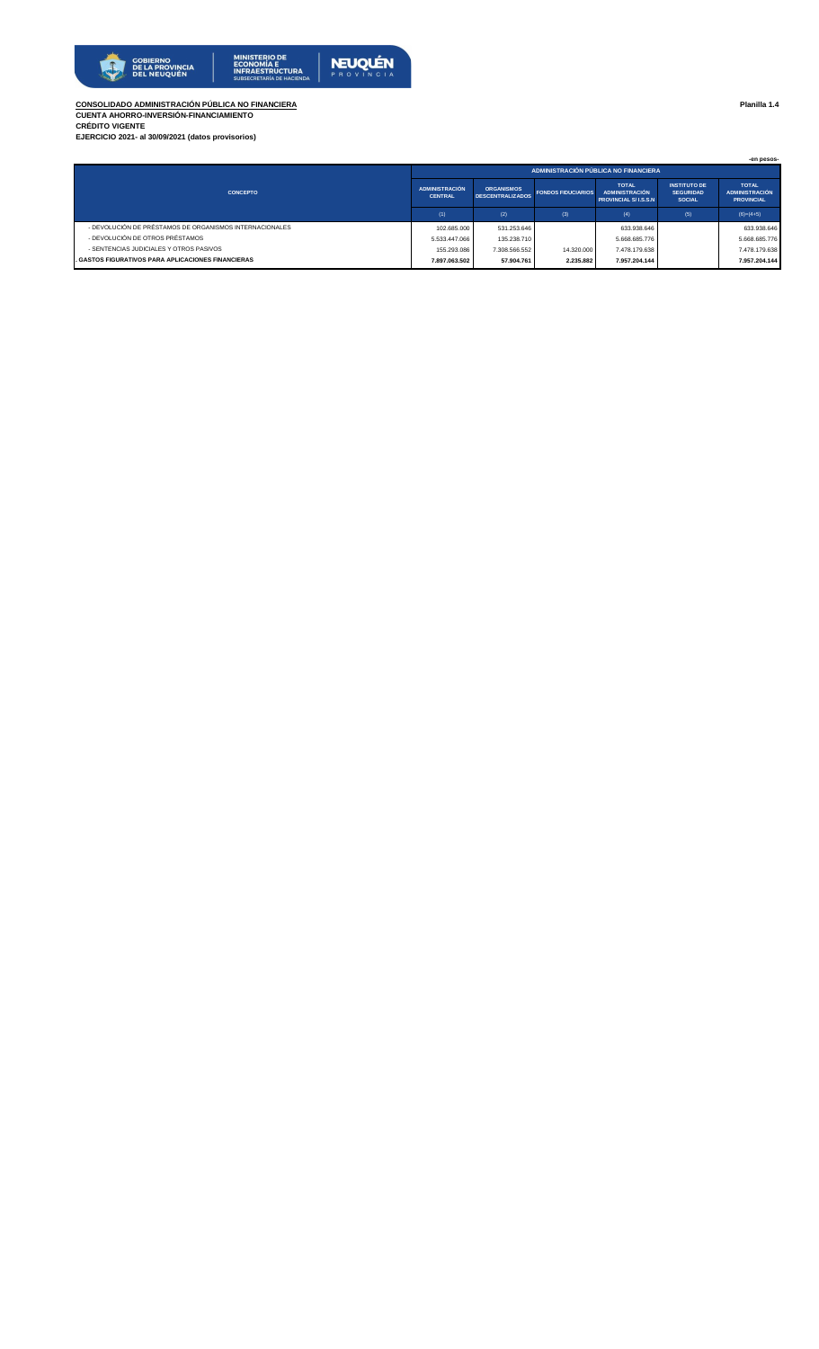**CONSOLIDADO ADMINISTRACIÓN PÚBLICA NO FINANCIERA**
**CUENTA AHORRO-INVERSIÓN-FINANCIAMIENTO**
**CRÉDITO VIGENTE**
**EJERCICIO 2021- al 30/09/2021 (datos provisorios)**

**Planilla 1.4**

**-en pesos-**

| CONCEPTO | ADMINISTRACIÓN PÚBLICA NO FINANCIERA | | | | | |
|---|---|---|---|---|---|---|
| | ADMINISTRACIÓN CENTRAL | ORGANISMOS DESCENTRALIZADOS | FONDOS FIDUCIARIOS | TOTAL ADMINISTRACIÓN PROVINCIAL S/ I.S.S.N | INSTITUTO DE SEGURIDAD SOCIAL | TOTAL ADMINISTRACIÓN PROVINCIAL |
| | (1) | (2) | (3) | (4) | (5) | (6)=(4+5) |
| - DEVOLUCIÓN DE PRÉSTAMOS DE ORGANISMOS INTERNACIONALES | 102.685.000 | 531.253.646 | | 633.938.646 | | 633.938.646 |
| - DEVOLUCIÓN DE OTROS PRÉSTAMOS | 5.533.447.066 | 135.238.710 | | 5.668.685.776 | | 5.668.685.776 |
| - SENTENCIAS JUDICIALES Y OTROS PASIVOS | 155.293.086 | 7.308.566.552 | 14.320.000 | 7.478.179.638 | | 7.478.179.638 |
| **. GASTOS FIGURATIVOS PARA APLICACIONES FINANCIERAS** | **7.897.063.502** | **57.904.761** | **2.235.882** | **7.957.204.144** | | **7.957.204.144** |